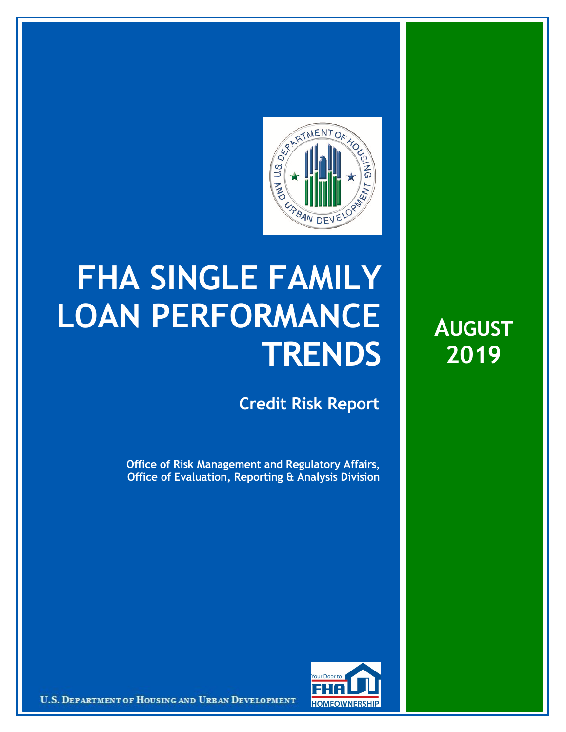# FHA SINGLE FAMILY LOAN PERFORMANCE TRENDS

## AUGUST 2019

### Credit Risk Report

**Office of Risk Management and Regulatory Affairs, Office of Evaluation, Reporting & Analysis Division**

U.S. DEPARTMENT OF HOUSING AND URBAN DEVELOPMENT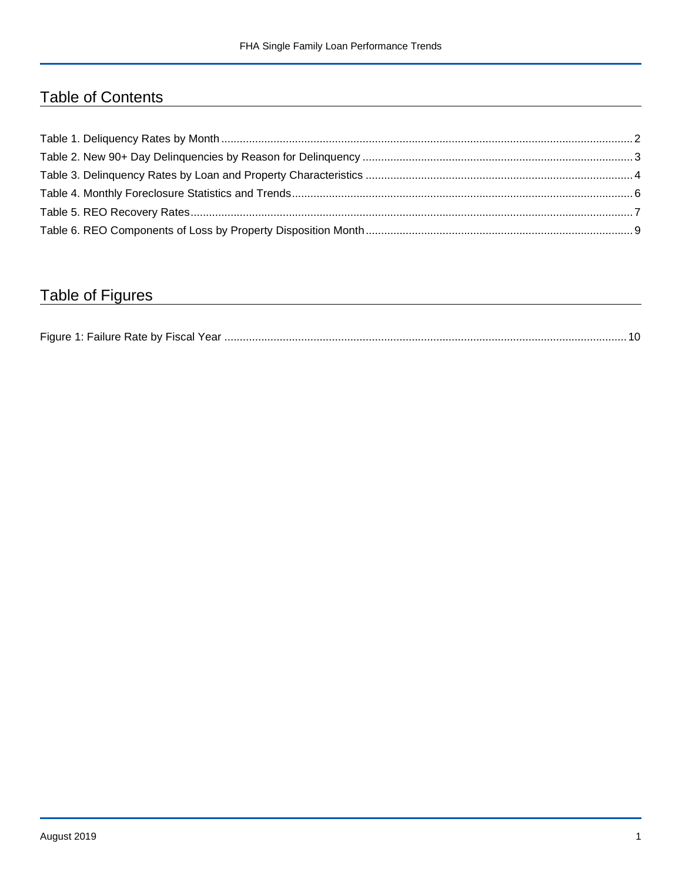## Table of Contents

Table 1. Deliquency Rates by Month ............................................................ 2
Table 2. New 90+ Day Delinquencies by Reason for Delinquency ............................................................ 3
Table 3. Delinquency Rates by Loan and Property Characteristics ............................................................ 4
Table 4. Monthly Foreclosure Statistics and Trends ............................................................ 6
Table 5. REO Recovery Rates ............................................................ 7
Table 6. REO Components of Loss by Property Disposition Month ............................................................ 9

## Table of Figures

Figure 1: Failure Rate by Fiscal Year ............................................................ 10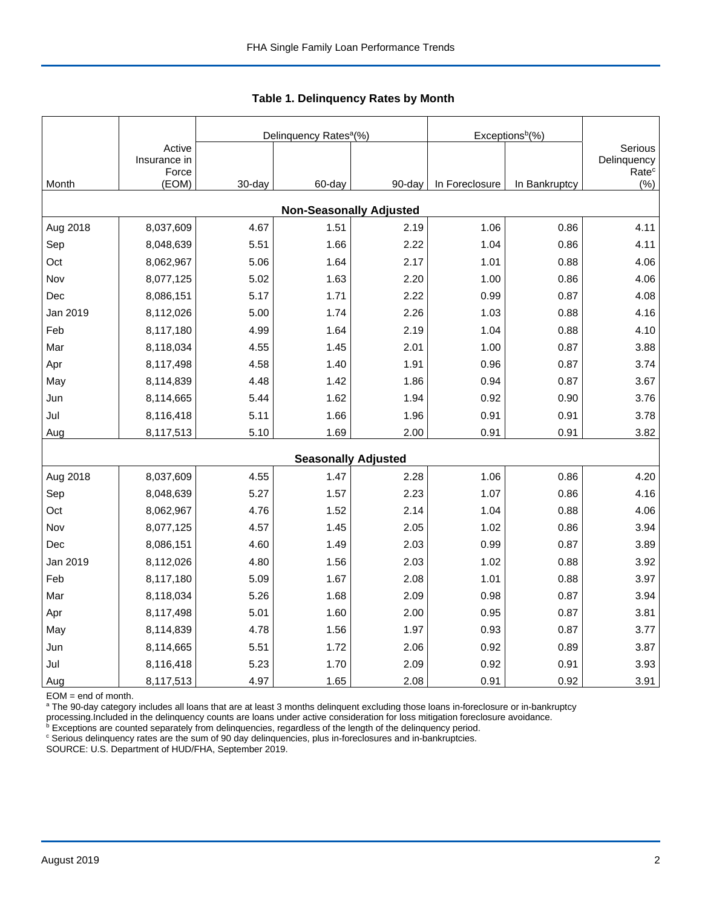## Table 1. Delinquency Rates by Month

| Month | Active Insurance in Force (EOM) | Delinquency Rates[a](%) | | | Exceptions[b](%) | | Serious Delinquency Rate[c] (%) |
|---|---|---|---|---|---|---|---|
| | | 30-day | 60-day | 90-day | In Foreclosure | In Bankruptcy | |
| **Non-Seasonally Adjusted** | | | | | | | |
| Aug 2018 | 8,037,609 | 4.67 | 1.51 | 2.19 | 1.06 | 0.86 | 4.11 |
| Sep | 8,048,639 | 5.51 | 1.66 | 2.22 | 1.04 | 0.86 | 4.11 |
| Oct | 8,062,967 | 5.06 | 1.64 | 2.17 | 1.01 | 0.88 | 4.06 |
| Nov | 8,077,125 | 5.02 | 1.63 | 2.20 | 1.00 | 0.86 | 4.06 |
| Dec | 8,086,151 | 5.17 | 1.71 | 2.22 | 0.99 | 0.87 | 4.08 |
| Jan 2019 | 8,112,026 | 5.00 | 1.74 | 2.26 | 1.03 | 0.88 | 4.16 |
| Feb | 8,117,180 | 4.99 | 1.64 | 2.19 | 1.04 | 0.88 | 4.10 |
| Mar | 8,118,034 | 4.55 | 1.45 | 2.01 | 1.00 | 0.87 | 3.88 |
| Apr | 8,117,498 | 4.58 | 1.40 | 1.91 | 0.96 | 0.87 | 3.74 |
| May | 8,114,839 | 4.48 | 1.42 | 1.86 | 0.94 | 0.87 | 3.67 |
| Jun | 8,114,665 | 5.44 | 1.62 | 1.94 | 0.92 | 0.90 | 3.76 |
| Jul | 8,116,418 | 5.11 | 1.66 | 1.96 | 0.91 | 0.91 | 3.78 |
| Aug | 8,117,513 | 5.10 | 1.69 | 2.00 | 0.91 | 0.91 | 3.82 |
| **Seasonally Adjusted** | | | | | | | |
| Aug 2018 | 8,037,609 | 4.55 | 1.47 | 2.28 | 1.06 | 0.86 | 4.20 |
| Sep | 8,048,639 | 5.27 | 1.57 | 2.23 | 1.07 | 0.86 | 4.16 |
| Oct | 8,062,967 | 4.76 | 1.52 | 2.14 | 1.04 | 0.88 | 4.06 |
| Nov | 8,077,125 | 4.57 | 1.45 | 2.05 | 1.02 | 0.86 | 3.94 |
| Dec | 8,086,151 | 4.60 | 1.49 | 2.03 | 0.99 | 0.87 | 3.89 |
| Jan 2019 | 8,112,026 | 4.80 | 1.56 | 2.03 | 1.02 | 0.88 | 3.92 |
| Feb | 8,117,180 | 5.09 | 1.67 | 2.08 | 1.01 | 0.88 | 3.97 |
| Mar | 8,118,034 | 5.26 | 1.68 | 2.09 | 0.98 | 0.87 | 3.94 |
| Apr | 8,117,498 | 5.01 | 1.60 | 2.00 | 0.95 | 0.87 | 3.81 |
| May | 8,114,839 | 4.78 | 1.56 | 1.97 | 0.93 | 0.87 | 3.77 |
| Jun | 8,114,665 | 5.51 | 1.72 | 2.06 | 0.92 | 0.89 | 3.87 |
| Jul | 8,116,418 | 5.23 | 1.70 | 2.09 | 0.92 | 0.91 | 3.93 |
| Aug | 8,117,513 | 4.97 | 1.65 | 2.08 | 0.91 | 0.92 | 3.91 |

EOM = end of month.

[a] The 90-day category includes all loans that are at least 3 months delinquent excluding those loans in-foreclosure or in-bankruptcy processing.Included in the delinquency counts are loans under active consideration for loss mitigation foreclosure avoidance.

[b] Exceptions are counted separately from delinquencies, regardless of the length of the delinquency period.

[c] Serious delinquency rates are the sum of 90 day delinquencies, plus in-foreclosures and in-bankruptcies.

SOURCE: U.S. Department of HUD/FHA, September 2019.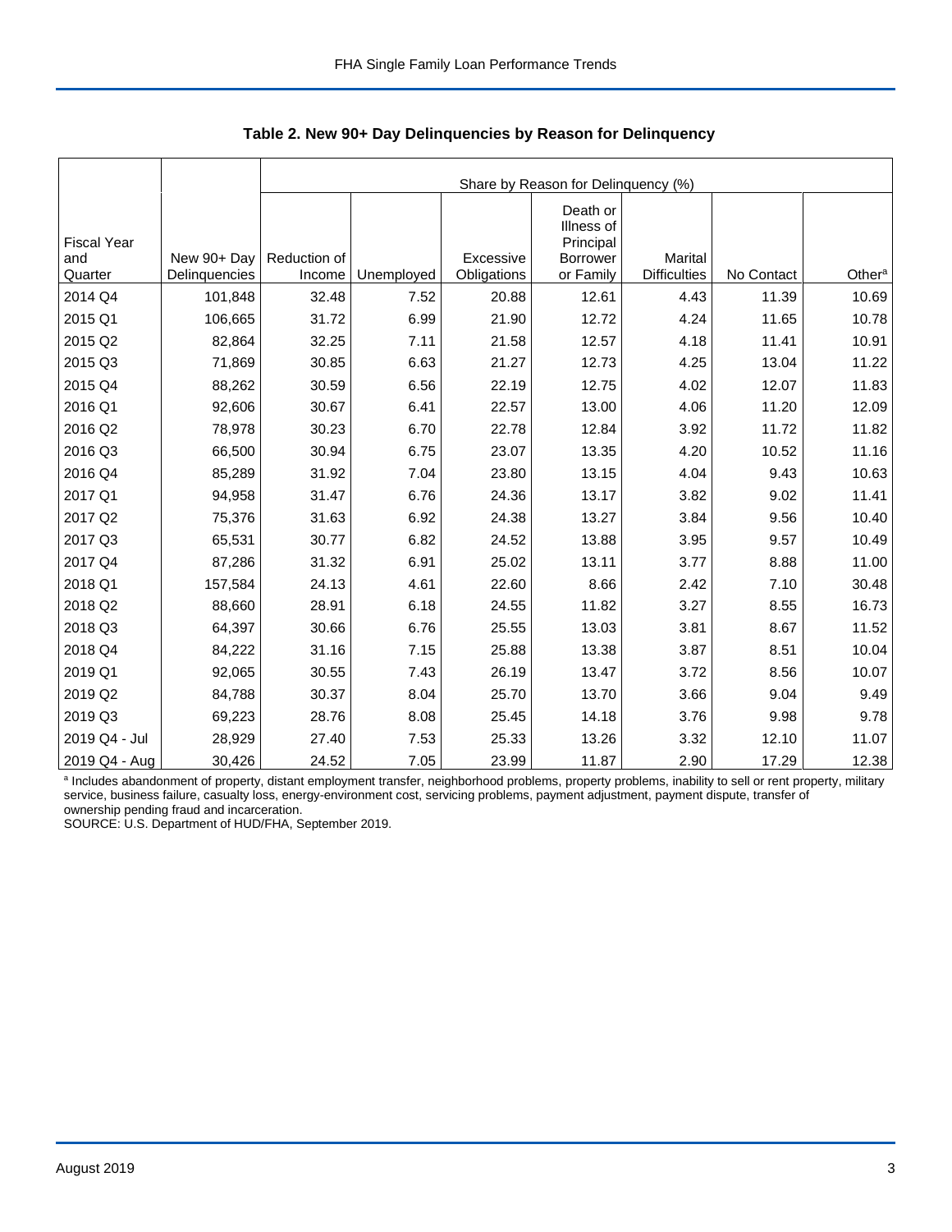**Table 2. New 90+ Day Delinquencies by Reason for Delinquency**

| Fiscal Year and Quarter | New 90+ Day Delinquencies | Share by Reason for Delinquency (%) | | | | | | |
|---|---|---|---|---|---|---|---|---|
| | | Reduction of Income | Unemployed | Excessive Obligations | Death or Illness of Principal Borrower or Family | Marital Difficulties | No Contact | Other[a] |
| 2014 Q4 | 101,848 | 32.48 | 7.52 | 20.88 | 12.61 | 4.43 | 11.39 | 10.69 |
| 2015 Q1 | 106,665 | 31.72 | 6.99 | 21.90 | 12.72 | 4.24 | 11.65 | 10.78 |
| 2015 Q2 | 82,864 | 32.25 | 7.11 | 21.58 | 12.57 | 4.18 | 11.41 | 10.91 |
| 2015 Q3 | 71,869 | 30.85 | 6.63 | 21.27 | 12.73 | 4.25 | 13.04 | 11.22 |
| 2015 Q4 | 88,262 | 30.59 | 6.56 | 22.19 | 12.75 | 4.02 | 12.07 | 11.83 |
| 2016 Q1 | 92,606 | 30.67 | 6.41 | 22.57 | 13.00 | 4.06 | 11.20 | 12.09 |
| 2016 Q2 | 78,978 | 30.23 | 6.70 | 22.78 | 12.84 | 3.92 | 11.72 | 11.82 |
| 2016 Q3 | 66,500 | 30.94 | 6.75 | 23.07 | 13.35 | 4.20 | 10.52 | 11.16 |
| 2016 Q4 | 85,289 | 31.92 | 7.04 | 23.80 | 13.15 | 4.04 | 9.43 | 10.63 |
| 2017 Q1 | 94,958 | 31.47 | 6.76 | 24.36 | 13.17 | 3.82 | 9.02 | 11.41 |
| 2017 Q2 | 75,376 | 31.63 | 6.92 | 24.38 | 13.27 | 3.84 | 9.56 | 10.40 |
| 2017 Q3 | 65,531 | 30.77 | 6.82 | 24.52 | 13.88 | 3.95 | 9.57 | 10.49 |
| 2017 Q4 | 87,286 | 31.32 | 6.91 | 25.02 | 13.11 | 3.77 | 8.88 | 11.00 |
| 2018 Q1 | 157,584 | 24.13 | 4.61 | 22.60 | 8.66 | 2.42 | 7.10 | 30.48 |
| 2018 Q2 | 88,660 | 28.91 | 6.18 | 24.55 | 11.82 | 3.27 | 8.55 | 16.73 |
| 2018 Q3 | 64,397 | 30.66 | 6.76 | 25.55 | 13.03 | 3.81 | 8.67 | 11.52 |
| 2018 Q4 | 84,222 | 31.16 | 7.15 | 25.88 | 13.38 | 3.87 | 8.51 | 10.04 |
| 2019 Q1 | 92,065 | 30.55 | 7.43 | 26.19 | 13.47 | 3.72 | 8.56 | 10.07 |
| 2019 Q2 | 84,788 | 30.37 | 8.04 | 25.70 | 13.70 | 3.66 | 9.04 | 9.49 |
| 2019 Q3 | 69,223 | 28.76 | 8.08 | 25.45 | 14.18 | 3.76 | 9.98 | 9.78 |
| 2019 Q4 - Jul | 28,929 | 27.40 | 7.53 | 25.33 | 13.26 | 3.32 | 12.10 | 11.07 |
| 2019 Q4 - Aug | 30,426 | 24.52 | 7.05 | 23.99 | 11.87 | 2.90 | 17.29 | 12.38 |

[a] Includes abandonment of property, distant employment transfer, neighborhood problems, property problems, inability to sell or rent property, military service, business failure, casualty loss, energy-environment cost, servicing problems, payment adjustment, payment dispute, transfer of ownership pending fraud and incarceration.

SOURCE: U.S. Department of HUD/FHA, September 2019.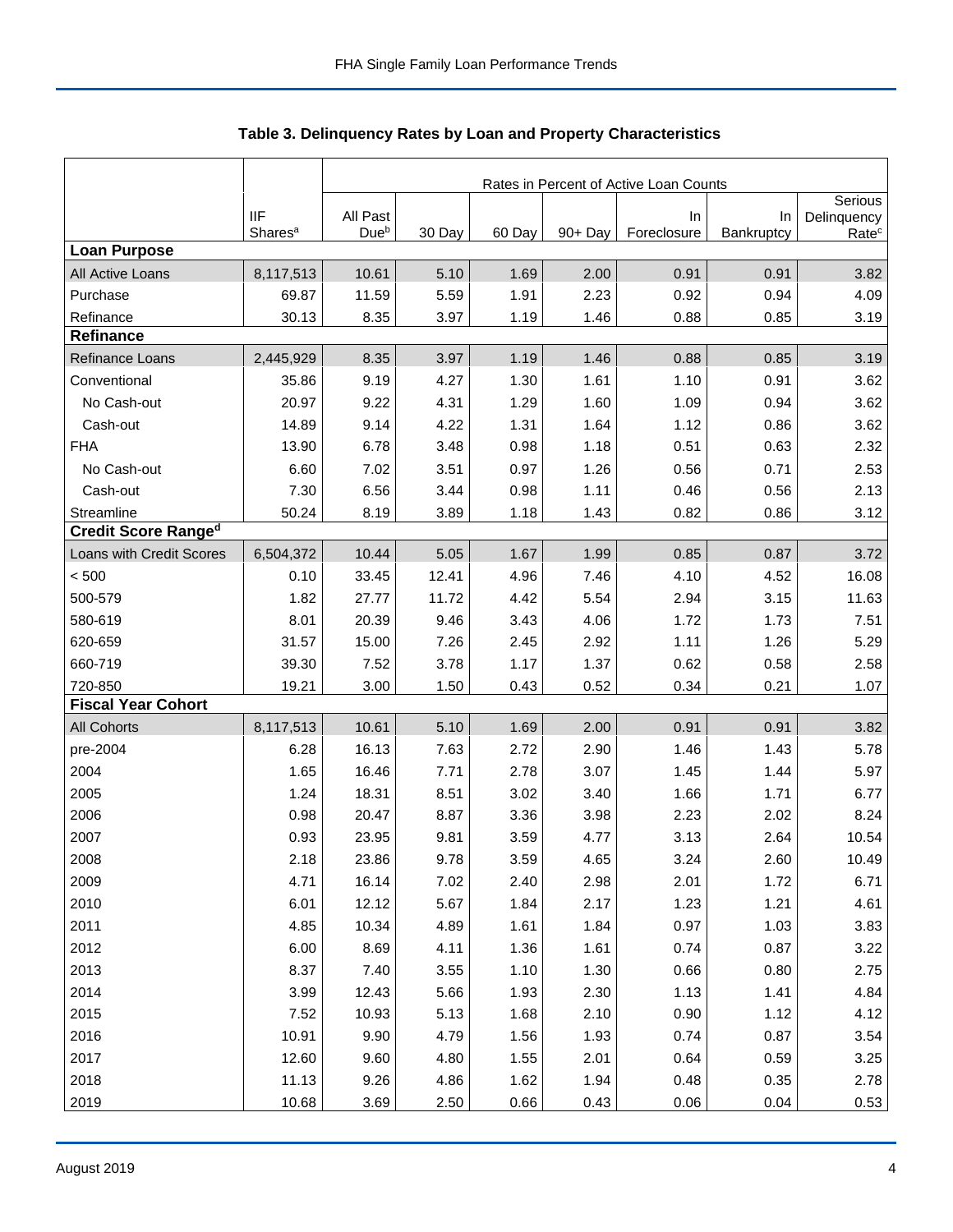## Table 3. Delinquency Rates by Loan and Property Characteristics

| | IIF Shares[a] | Rates in Percent of Active Loan Counts | | | | | | |
|---|---|---|---|---|---|---|---|---|
| | | All Past Due[b] | 30 Day | 60 Day | 90+ Day | In Foreclosure | In Bankruptcy | Serious Delinquency Rate[c] |
| **Loan Purpose** | | | | | | | | |
| All Active Loans | 8,117,513 | 10.61 | 5.10 | 1.69 | 2.00 | 0.91 | 0.91 | 3.82 |
| Purchase | 69.87 | 11.59 | 5.59 | 1.91 | 2.23 | 0.92 | 0.94 | 4.09 |
| Refinance | 30.13 | 8.35 | 3.97 | 1.19 | 1.46 | 0.88 | 0.85 | 3.19 |
| **Refinance** | | | | | | | | |
| Refinance Loans | 2,445,929 | 8.35 | 3.97 | 1.19 | 1.46 | 0.88 | 0.85 | 3.19 |
| Conventional | 35.86 | 9.19 | 4.27 | 1.30 | 1.61 | 1.10 | 0.91 | 3.62 |
| No Cash-out | 20.97 | 9.22 | 4.31 | 1.29 | 1.60 | 1.09 | 0.94 | 3.62 |
| Cash-out | 14.89 | 9.14 | 4.22 | 1.31 | 1.64 | 1.12 | 0.86 | 3.62 |
| FHA | 13.90 | 6.78 | 3.48 | 0.98 | 1.18 | 0.51 | 0.63 | 2.32 |
| No Cash-out | 6.60 | 7.02 | 3.51 | 0.97 | 1.26 | 0.56 | 0.71 | 2.53 |
| Cash-out | 7.30 | 6.56 | 3.44 | 0.98 | 1.11 | 0.46 | 0.56 | 2.13 |
| Streamline | 50.24 | 8.19 | 3.89 | 1.18 | 1.43 | 0.82 | 0.86 | 3.12 |
| **Credit Score Range[d]** | | | | | | | | |
| Loans with Credit Scores | 6,504,372 | 10.44 | 5.05 | 1.67 | 1.99 | 0.85 | 0.87 | 3.72 |
| < 500 | 0.10 | 33.45 | 12.41 | 4.96 | 7.46 | 4.10 | 4.52 | 16.08 |
| 500-579 | 1.82 | 27.77 | 11.72 | 4.42 | 5.54 | 2.94 | 3.15 | 11.63 |
| 580-619 | 8.01 | 20.39 | 9.46 | 3.43 | 4.06 | 1.72 | 1.73 | 7.51 |
| 620-659 | 31.57 | 15.00 | 7.26 | 2.45 | 2.92 | 1.11 | 1.26 | 5.29 |
| 660-719 | 39.30 | 7.52 | 3.78 | 1.17 | 1.37 | 0.62 | 0.58 | 2.58 |
| 720-850 | 19.21 | 3.00 | 1.50 | 0.43 | 0.52 | 0.34 | 0.21 | 1.07 |
| **Fiscal Year Cohort** | | | | | | | | |
| All Cohorts | 8,117,513 | 10.61 | 5.10 | 1.69 | 2.00 | 0.91 | 0.91 | 3.82 |
| pre-2004 | 6.28 | 16.13 | 7.63 | 2.72 | 2.90 | 1.46 | 1.43 | 5.78 |
| 2004 | 1.65 | 16.46 | 7.71 | 2.78 | 3.07 | 1.45 | 1.44 | 5.97 |
| 2005 | 1.24 | 18.31 | 8.51 | 3.02 | 3.40 | 1.66 | 1.71 | 6.77 |
| 2006 | 0.98 | 20.47 | 8.87 | 3.36 | 3.98 | 2.23 | 2.02 | 8.24 |
| 2007 | 0.93 | 23.95 | 9.81 | 3.59 | 4.77 | 3.13 | 2.64 | 10.54 |
| 2008 | 2.18 | 23.86 | 9.78 | 3.59 | 4.65 | 3.24 | 2.60 | 10.49 |
| 2009 | 4.71 | 16.14 | 7.02 | 2.40 | 2.98 | 2.01 | 1.72 | 6.71 |
| 2010 | 6.01 | 12.12 | 5.67 | 1.84 | 2.17 | 1.23 | 1.21 | 4.61 |
| 2011 | 4.85 | 10.34 | 4.89 | 1.61 | 1.84 | 0.97 | 1.03 | 3.83 |
| 2012 | 6.00 | 8.69 | 4.11 | 1.36 | 1.61 | 0.74 | 0.87 | 3.22 |
| 2013 | 8.37 | 7.40 | 3.55 | 1.10 | 1.30 | 0.66 | 0.80 | 2.75 |
| 2014 | 3.99 | 12.43 | 5.66 | 1.93 | 2.30 | 1.13 | 1.41 | 4.84 |
| 2015 | 7.52 | 10.93 | 5.13 | 1.68 | 2.10 | 0.90 | 1.12 | 4.12 |
| 2016 | 10.91 | 9.90 | 4.79 | 1.56 | 1.93 | 0.74 | 0.87 | 3.54 |
| 2017 | 12.60 | 9.60 | 4.80 | 1.55 | 2.01 | 0.64 | 0.59 | 3.25 |
| 2018 | 11.13 | 9.26 | 4.86 | 1.62 | 1.94 | 0.48 | 0.35 | 2.78 |
| 2019 | 10.68 | 3.69 | 2.50 | 0.66 | 0.43 | 0.06 | 0.04 | 0.53 |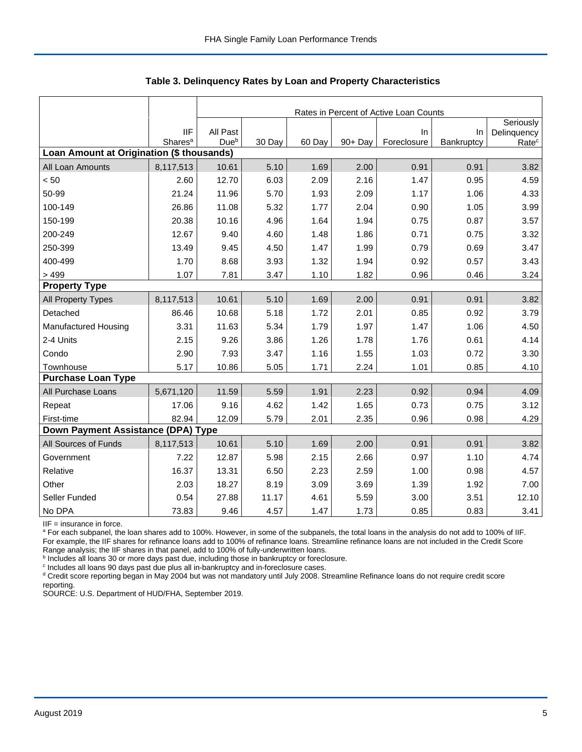## Table 3. Delinquency Rates by Loan and Property Characteristics

| | | Rates in Percent of Active Loan Counts | | | | | | |
|---|---|---|---|---|---|---|---|---|
| | IIF Shares[a] | All Past Due[b] | 30 Day | 60 Day | 90+ Day | In Foreclosure | In Bankruptcy | Seriously Delinquency Rate[c] |
| **Loan Amount at Origination ($ thousands)** | | | | | | | | |
| All Loan Amounts | 8,117,513 | 10.61 | 5.10 | 1.69 | 2.00 | 0.91 | 0.91 | 3.82 |
| < 50 | 2.60 | 12.70 | 6.03 | 2.09 | 2.16 | 1.47 | 0.95 | 4.59 |
| 50-99 | 21.24 | 11.96 | 5.70 | 1.93 | 2.09 | 1.17 | 1.06 | 4.33 |
| 100-149 | 26.86 | 11.08 | 5.32 | 1.77 | 2.04 | 0.90 | 1.05 | 3.99 |
| 150-199 | 20.38 | 10.16 | 4.96 | 1.64 | 1.94 | 0.75 | 0.87 | 3.57 |
| 200-249 | 12.67 | 9.40 | 4.60 | 1.48 | 1.86 | 0.71 | 0.75 | 3.32 |
| 250-399 | 13.49 | 9.45 | 4.50 | 1.47 | 1.99 | 0.79 | 0.69 | 3.47 |
| 400-499 | 1.70 | 8.68 | 3.93 | 1.32 | 1.94 | 0.92 | 0.57 | 3.43 |
| > 499 | 1.07 | 7.81 | 3.47 | 1.10 | 1.82 | 0.96 | 0.46 | 3.24 |
| **Property Type** | | | | | | | | |
| All Property Types | 8,117,513 | 10.61 | 5.10 | 1.69 | 2.00 | 0.91 | 0.91 | 3.82 |
| Detached | 86.46 | 10.68 | 5.18 | 1.72 | 2.01 | 0.85 | 0.92 | 3.79 |
| Manufactured Housing | 3.31 | 11.63 | 5.34 | 1.79 | 1.97 | 1.47 | 1.06 | 4.50 |
| 2-4 Units | 2.15 | 9.26 | 3.86 | 1.26 | 1.78 | 1.76 | 0.61 | 4.14 |
| Condo | 2.90 | 7.93 | 3.47 | 1.16 | 1.55 | 1.03 | 0.72 | 3.30 |
| Townhouse | 5.17 | 10.86 | 5.05 | 1.71 | 2.24 | 1.01 | 0.85 | 4.10 |
| **Purchase Loan Type** | | | | | | | | |
| All Purchase Loans | 5,671,120 | 11.59 | 5.59 | 1.91 | 2.23 | 0.92 | 0.94 | 4.09 |
| Repeat | 17.06 | 9.16 | 4.62 | 1.42 | 1.65 | 0.73 | 0.75 | 3.12 |
| First-time | 82.94 | 12.09 | 5.79 | 2.01 | 2.35 | 0.96 | 0.98 | 4.29 |
| **Down Payment Assistance (DPA) Type** | | | | | | | | |
| All Sources of Funds | 8,117,513 | 10.61 | 5.10 | 1.69 | 2.00 | 0.91 | 0.91 | 3.82 |
| Government | 7.22 | 12.87 | 5.98 | 2.15 | 2.66 | 0.97 | 1.10 | 4.74 |
| Relative | 16.37 | 13.31 | 6.50 | 2.23 | 2.59 | 1.00 | 0.98 | 4.57 |
| Other | 2.03 | 18.27 | 8.19 | 3.09 | 3.69 | 1.39 | 1.92 | 7.00 |
| Seller Funded | 0.54 | 27.88 | 11.17 | 4.61 | 5.59 | 3.00 | 3.51 | 12.10 |
| No DPA | 73.83 | 9.46 | 4.57 | 1.47 | 1.73 | 0.85 | 0.83 | 3.41 |

IIF = insurance in force.

[a] For each subpanel, the loan shares add to 100%. However, in some of the subpanels, the total loans in the analysis do not add to 100% of IIF. For example, the IIF shares for refinance loans add to 100% of refinance loans. Streamline refinance loans are not included in the Credit Score Range analysis; the IIF shares in that panel, add to 100% of fully-underwritten loans.

[b] Includes all loans 30 or more days past due, including those in bankruptcy or foreclosure.

[c] Includes all loans 90 days past due plus all in-bankruptcy and in-foreclosure cases.

[d] Credit score reporting began in May 2004 but was not mandatory until July 2008. Streamline Refinance loans do not require credit score reporting.

SOURCE: U.S. Department of HUD/FHA, September 2019.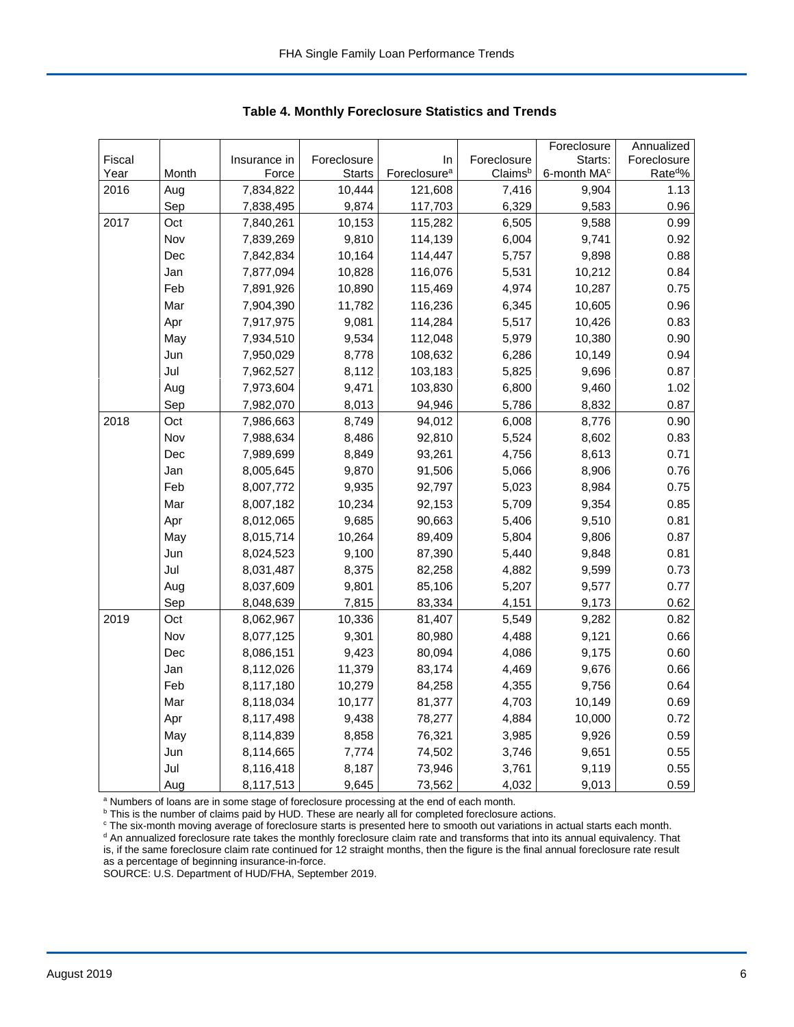## Table 4. Monthly Foreclosure Statistics and Trends

| Fiscal Year | Month | Insurance in Force | Foreclosure Starts | In Foreclosure[a] | Foreclosure Claims[b] | Foreclosure Starts: 6-month MA[c] | Annualized Foreclosure Rate[d]% |
|---|---|---|---|---|---|---|---|
| 2016 | Aug | 7,834,822 | 10,444 | 121,608 | 7,416 | 9,904 | 1.13 |
| | Sep | 7,838,495 | 9,874 | 117,703 | 6,329 | 9,583 | 0.96 |
| 2017 | Oct | 7,840,261 | 10,153 | 115,282 | 6,505 | 9,588 | 0.99 |
| | Nov | 7,839,269 | 9,810 | 114,139 | 6,004 | 9,741 | 0.92 |
| | Dec | 7,842,834 | 10,164 | 114,447 | 5,757 | 9,898 | 0.88 |
| | Jan | 7,877,094 | 10,828 | 116,076 | 5,531 | 10,212 | 0.84 |
| | Feb | 7,891,926 | 10,890 | 115,469 | 4,974 | 10,287 | 0.75 |
| | Mar | 7,904,390 | 11,782 | 116,236 | 6,345 | 10,605 | 0.96 |
| | Apr | 7,917,975 | 9,081 | 114,284 | 5,517 | 10,426 | 0.83 |
| | May | 7,934,510 | 9,534 | 112,048 | 5,979 | 10,380 | 0.90 |
| | Jun | 7,950,029 | 8,778 | 108,632 | 6,286 | 10,149 | 0.94 |
| | Jul | 7,962,527 | 8,112 | 103,183 | 5,825 | 9,696 | 0.87 |
| | Aug | 7,973,604 | 9,471 | 103,830 | 6,800 | 9,460 | 1.02 |
| | Sep | 7,982,070 | 8,013 | 94,946 | 5,786 | 8,832 | 0.87 |
| 2018 | Oct | 7,986,663 | 8,749 | 94,012 | 6,008 | 8,776 | 0.90 |
| | Nov | 7,988,634 | 8,486 | 92,810 | 5,524 | 8,602 | 0.83 |
| | Dec | 7,989,699 | 8,849 | 93,261 | 4,756 | 8,613 | 0.71 |
| | Jan | 8,005,645 | 9,870 | 91,506 | 5,066 | 8,906 | 0.76 |
| | Feb | 8,007,772 | 9,935 | 92,797 | 5,023 | 8,984 | 0.75 |
| | Mar | 8,007,182 | 10,234 | 92,153 | 5,709 | 9,354 | 0.85 |
| | Apr | 8,012,065 | 9,685 | 90,663 | 5,406 | 9,510 | 0.81 |
| | May | 8,015,714 | 10,264 | 89,409 | 5,804 | 9,806 | 0.87 |
| | Jun | 8,024,523 | 9,100 | 87,390 | 5,440 | 9,848 | 0.81 |
| | Jul | 8,031,487 | 8,375 | 82,258 | 4,882 | 9,599 | 0.73 |
| | Aug | 8,037,609 | 9,801 | 85,106 | 5,207 | 9,577 | 0.77 |
| | Sep | 8,048,639 | 7,815 | 83,334 | 4,151 | 9,173 | 0.62 |
| 2019 | Oct | 8,062,967 | 10,336 | 81,407 | 5,549 | 9,282 | 0.82 |
| | Nov | 8,077,125 | 9,301 | 80,980 | 4,488 | 9,121 | 0.66 |
| | Dec | 8,086,151 | 9,423 | 80,094 | 4,086 | 9,175 | 0.60 |
| | Jan | 8,112,026 | 11,379 | 83,174 | 4,469 | 9,676 | 0.66 |
| | Feb | 8,117,180 | 10,279 | 84,258 | 4,355 | 9,756 | 0.64 |
| | Mar | 8,118,034 | 10,177 | 81,377 | 4,703 | 10,149 | 0.69 |
| | Apr | 8,117,498 | 9,438 | 78,277 | 4,884 | 10,000 | 0.72 |
| | May | 8,114,839 | 8,858 | 76,321 | 3,985 | 9,926 | 0.59 |
| | Jun | 8,114,665 | 7,774 | 74,502 | 3,746 | 9,651 | 0.55 |
| | Jul | 8,116,418 | 8,187 | 73,946 | 3,761 | 9,119 | 0.55 |
| | Aug | 8,117,513 | 9,645 | 73,562 | 4,032 | 9,013 | 0.59 |

[a] Numbers of loans are in some stage of foreclosure processing at the end of each month.
[b] This is the number of claims paid by HUD. These are nearly all for completed foreclosure actions.
[c] The six-month moving average of foreclosure starts is presented here to smooth out variations in actual starts each month.
[d] An annualized foreclosure rate takes the monthly foreclosure claim rate and transforms that into its annual equivalency. That is, if the same foreclosure claim rate continued for 12 straight months, then the figure is the final annual foreclosure rate result as a percentage of beginning insurance-in-force.
SOURCE: U.S. Department of HUD/FHA, September 2019.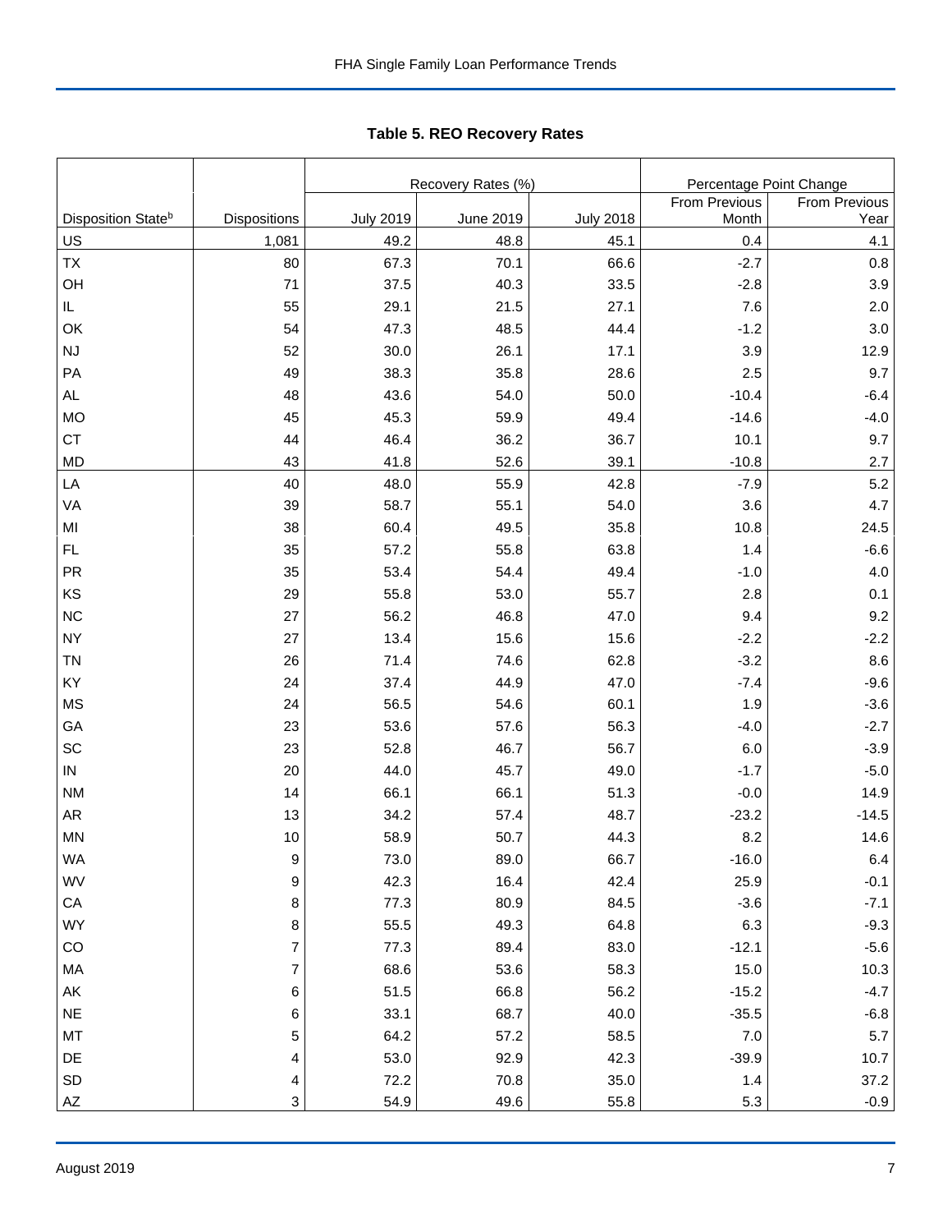## Table 5. REO Recovery Rates

| | | Recovery Rates (%) | | | Percentage Point Change | |
|---|---|---|---|---|---|---|
| Disposition State[b] | Dispositions | July 2019 | June 2019 | July 2018 | From Previous Month | From Previous Year |
| US | 1,081 | 49.2 | 48.8 | 45.1 | 0.4 | 4.1 |
| TX | 80 | 67.3 | 70.1 | 66.6 | -2.7 | 0.8 |
| OH | 71 | 37.5 | 40.3 | 33.5 | -2.8 | 3.9 |
| IL | 55 | 29.1 | 21.5 | 27.1 | 7.6 | 2.0 |
| OK | 54 | 47.3 | 48.5 | 44.4 | -1.2 | 3.0 |
| NJ | 52 | 30.0 | 26.1 | 17.1 | 3.9 | 12.9 |
| PA | 49 | 38.3 | 35.8 | 28.6 | 2.5 | 9.7 |
| AL | 48 | 43.6 | 54.0 | 50.0 | -10.4 | -6.4 |
| MO | 45 | 45.3 | 59.9 | 49.4 | -14.6 | -4.0 |
| CT | 44 | 46.4 | 36.2 | 36.7 | 10.1 | 9.7 |
| MD | 43 | 41.8 | 52.6 | 39.1 | -10.8 | 2.7 |
| LA | 40 | 48.0 | 55.9 | 42.8 | -7.9 | 5.2 |
| VA | 39 | 58.7 | 55.1 | 54.0 | 3.6 | 4.7 |
| MI | 38 | 60.4 | 49.5 | 35.8 | 10.8 | 24.5 |
| FL | 35 | 57.2 | 55.8 | 63.8 | 1.4 | -6.6 |
| PR | 35 | 53.4 | 54.4 | 49.4 | -1.0 | 4.0 |
| KS | 29 | 55.8 | 53.0 | 55.7 | 2.8 | 0.1 |
| NC | 27 | 56.2 | 46.8 | 47.0 | 9.4 | 9.2 |
| NY | 27 | 13.4 | 15.6 | 15.6 | -2.2 | -2.2 |
| TN | 26 | 71.4 | 74.6 | 62.8 | -3.2 | 8.6 |
| KY | 24 | 37.4 | 44.9 | 47.0 | -7.4 | -9.6 |
| MS | 24 | 56.5 | 54.6 | 60.1 | 1.9 | -3.6 |
| GA | 23 | 53.6 | 57.6 | 56.3 | -4.0 | -2.7 |
| SC | 23 | 52.8 | 46.7 | 56.7 | 6.0 | -3.9 |
| IN | 20 | 44.0 | 45.7 | 49.0 | -1.7 | -5.0 |
| NM | 14 | 66.1 | 66.1 | 51.3 | -0.0 | 14.9 |
| AR | 13 | 34.2 | 57.4 | 48.7 | -23.2 | -14.5 |
| MN | 10 | 58.9 | 50.7 | 44.3 | 8.2 | 14.6 |
| WA | 9 | 73.0 | 89.0 | 66.7 | -16.0 | 6.4 |
| WV | 9 | 42.3 | 16.4 | 42.4 | 25.9 | -0.1 |
| CA | 8 | 77.3 | 80.9 | 84.5 | -3.6 | -7.1 |
| WY | 8 | 55.5 | 49.3 | 64.8 | 6.3 | -9.3 |
| CO | 7 | 77.3 | 89.4 | 83.0 | -12.1 | -5.6 |
| MA | 7 | 68.6 | 53.6 | 58.3 | 15.0 | 10.3 |
| AK | 6 | 51.5 | 66.8 | 56.2 | -15.2 | -4.7 |
| NE | 6 | 33.1 | 68.7 | 40.0 | -35.5 | -6.8 |
| MT | 5 | 64.2 | 57.2 | 58.5 | 7.0 | 5.7 |
| DE | 4 | 53.0 | 92.9 | 42.3 | -39.9 | 10.7 |
| SD | 4 | 72.2 | 70.8 | 35.0 | 1.4 | 37.2 |
| AZ | 3 | 54.9 | 49.6 | 55.8 | 5.3 | -0.9 |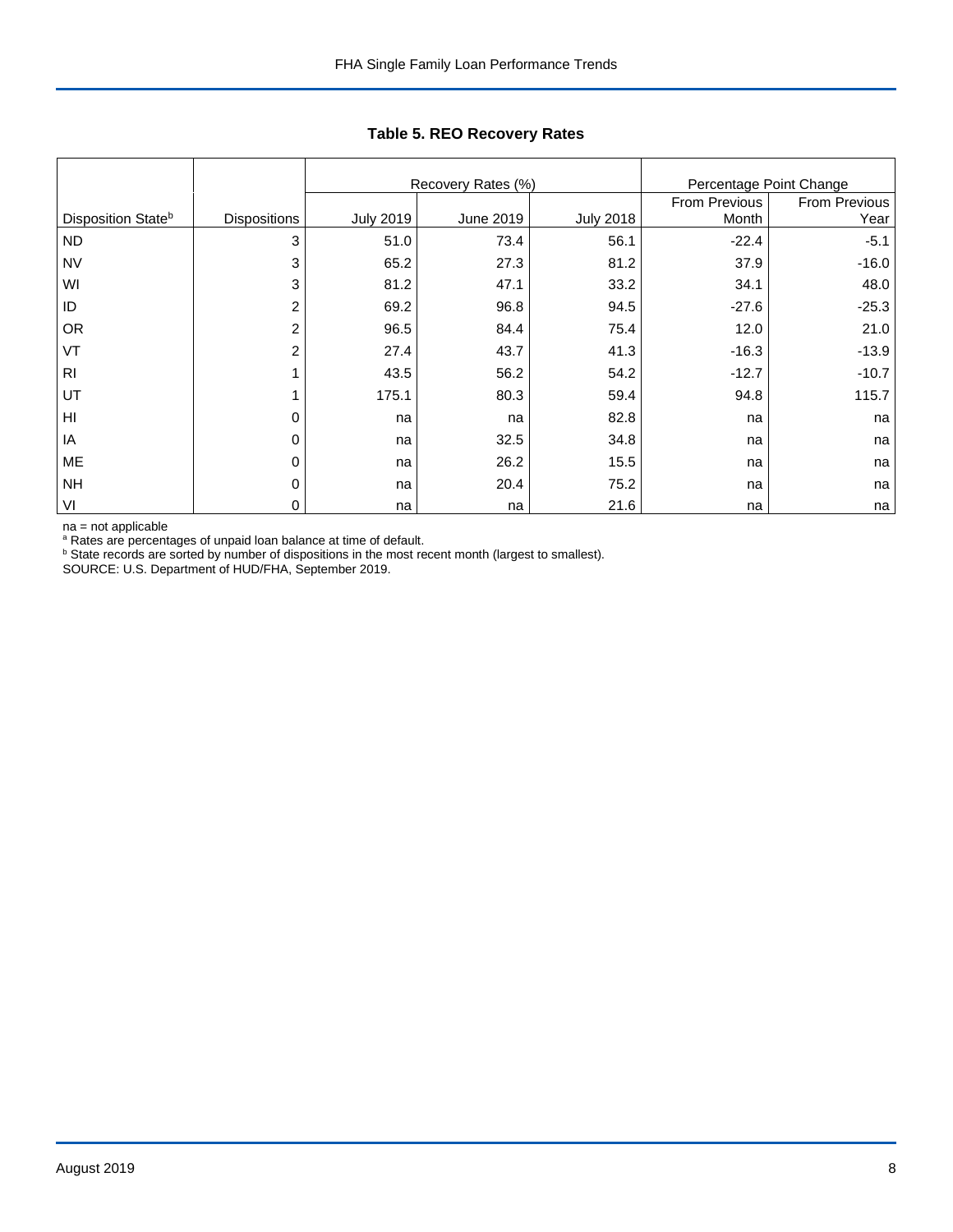## Table 5. REO Recovery Rates

| | | Recovery Rates (%) | | | Percentage Point Change | |
|---|---|---|---|---|---|---|
| Disposition State[b] | Dispositions | July 2019 | June 2019 | July 2018 | From Previous Month | From Previous Year |
| ND | 3 | 51.0 | 73.4 | 56.1 | -22.4 | -5.1 |
| NV | 3 | 65.2 | 27.3 | 81.2 | 37.9 | -16.0 |
| WI | 3 | 81.2 | 47.1 | 33.2 | 34.1 | 48.0 |
| ID | 2 | 69.2 | 96.8 | 94.5 | -27.6 | -25.3 |
| OR | 2 | 96.5 | 84.4 | 75.4 | 12.0 | 21.0 |
| VT | 2 | 27.4 | 43.7 | 41.3 | -16.3 | -13.9 |
| RI | 1 | 43.5 | 56.2 | 54.2 | -12.7 | -10.7 |
| UT | 1 | 175.1 | 80.3 | 59.4 | 94.8 | 115.7 |
| HI | 0 | na | na | 82.8 | na | na |
| IA | 0 | na | 32.5 | 34.8 | na | na |
| ME | 0 | na | 26.2 | 15.5 | na | na |
| NH | 0 | na | 20.4 | 75.2 | na | na |
| VI | 0 | na | na | 21.6 | na | na |

na = not applicable

[a] Rates are percentages of unpaid loan balance at time of default.

[b] State records are sorted by number of dispositions in the most recent month (largest to smallest).

SOURCE: U.S. Department of HUD/FHA, September 2019.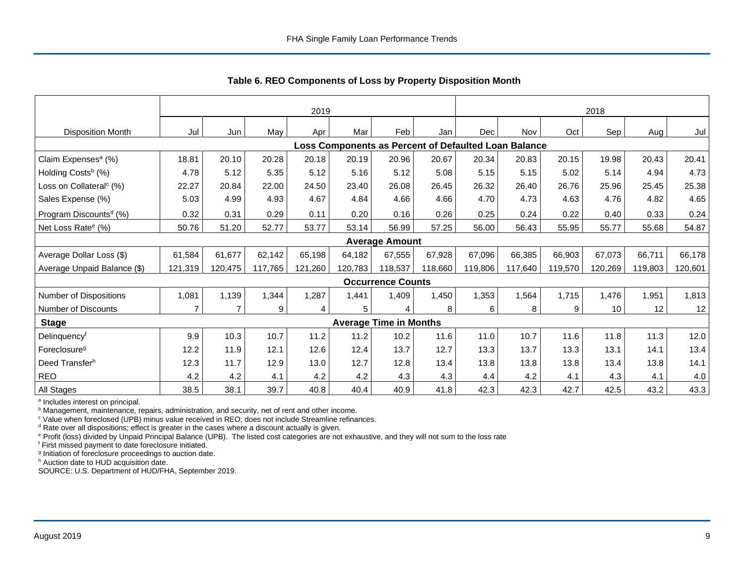## Table 6. REO Components of Loss by Property Disposition Month

| | 2019 | | | | | | | 2018 | | | | | |
|---|---|---|---|---|---|---|---|---|---|---|---|---|---|
| Disposition Month | Jul | Jun | May | Apr | Mar | Feb | Jan | Dec | Nov | Oct | Sep | Aug | Jul |
| **Loss Components as Percent of Defaulted Loan Balance** | | | | | | | | | | | | | |
| Claim Expenses[a] (%) | 18.81 | 20.10 | 20.28 | 20.18 | 20.19 | 20.96 | 20.67 | 20.34 | 20.83 | 20.15 | 19.98 | 20.43 | 20.41 |
| Holding Costs[b] (%) | 4.78 | 5.12 | 5.35 | 5.12 | 5.16 | 5.12 | 5.08 | 5.15 | 5.15 | 5.02 | 5.14 | 4.94 | 4.73 |
| Loss on Collateral[c] (%) | 22.27 | 20.84 | 22.00 | 24.50 | 23.40 | 26.08 | 26.45 | 26.32 | 26.40 | 26.76 | 25.96 | 25.45 | 25.38 |
| Sales Expense (%) | 5.03 | 4.99 | 4.93 | 4.67 | 4.84 | 4.66 | 4.66 | 4.70 | 4.73 | 4.63 | 4.76 | 4.82 | 4.65 |
| Program Discounts[d] (%) | 0.32 | 0.31 | 0.29 | 0.11 | 0.20 | 0.16 | 0.26 | 0.25 | 0.24 | 0.22 | 0.40 | 0.33 | 0.24 |
| Net Loss Rate[e] (%) | 50.76 | 51.20 | 52.77 | 53.77 | 53.14 | 56.99 | 57.25 | 56.00 | 56.43 | 55.95 | 55.77 | 55.68 | 54.87 |
| **Average Amount** | | | | | | | | | | | | | |
| Average Dollar Loss ($) | 61,584 | 61,677 | 62,142 | 65,198 | 64,182 | 67,555 | 67,928 | 67,096 | 66,385 | 66,903 | 67,073 | 66,711 | 66,178 |
| Average Unpaid Balance ($) | 121,319 | 120,475 | 117,765 | 121,260 | 120,783 | 118,537 | 118,660 | 119,806 | 117,640 | 119,570 | 120,269 | 119,803 | 120,601 |
| **Occurrence Counts** | | | | | | | | | | | | | |
| Number of Dispositions | 1,081 | 1,139 | 1,344 | 1,287 | 1,441 | 1,409 | 1,450 | 1,353 | 1,564 | 1,715 | 1,476 | 1,951 | 1,813 |
| Number of Discounts | 7 | 7 | 9 | 4 | 5 | 4 | 8 | 6 | 8 | 9 | 10 | 12 | 12 |
| **Stage** | **Average Time in Months** | | | | | | | | | | | | |
| Delinquency[f] | 9.9 | 10.3 | 10.7 | 11.2 | 11.2 | 10.2 | 11.6 | 11.0 | 10.7 | 11.6 | 11.8 | 11.3 | 12.0 |
| Foreclosure[g] | 12.2 | 11.9 | 12.1 | 12.6 | 12.4 | 13.7 | 12.7 | 13.3 | 13.7 | 13.3 | 13.1 | 14.1 | 13.4 |
| Deed Transfer[h] | 12.3 | 11.7 | 12.9 | 13.0 | 12.7 | 12.8 | 13.4 | 13.8 | 13.8 | 13.8 | 13.4 | 13.8 | 14.1 |
| REO | 4.2 | 4.2 | 4.1 | 4.2 | 4.2 | 4.3 | 4.3 | 4.4 | 4.2 | 4.1 | 4.3 | 4.1 | 4.0 |
| All Stages | 38.5 | 38.1 | 39.7 | 40.8 | 40.4 | 40.9 | 41.8 | 42.3 | 42.3 | 42.7 | 42.5 | 43.2 | 43.3 |

[a] Includes interest on principal.
[b] Management, maintenance, repairs, administration, and security, net of rent and other income.
[c] Value when foreclosed (UPB) minus value received in REO; does not include Streamline refinances.
[d] Rate over all dispositions; effect is greater in the cases where a discount actually is given.
[e] Profit (loss) divided by Unpaid Principal Balance (UPB). The listed cost categories are not exhaustive, and they will not sum to the loss rate
[f] First missed payment to date foreclosure initiated.
[g] Initiation of foreclosure proceedings to auction date.
[h] Auction date to HUD acquisition date.
SOURCE: U.S. Department of HUD/FHA, September 2019.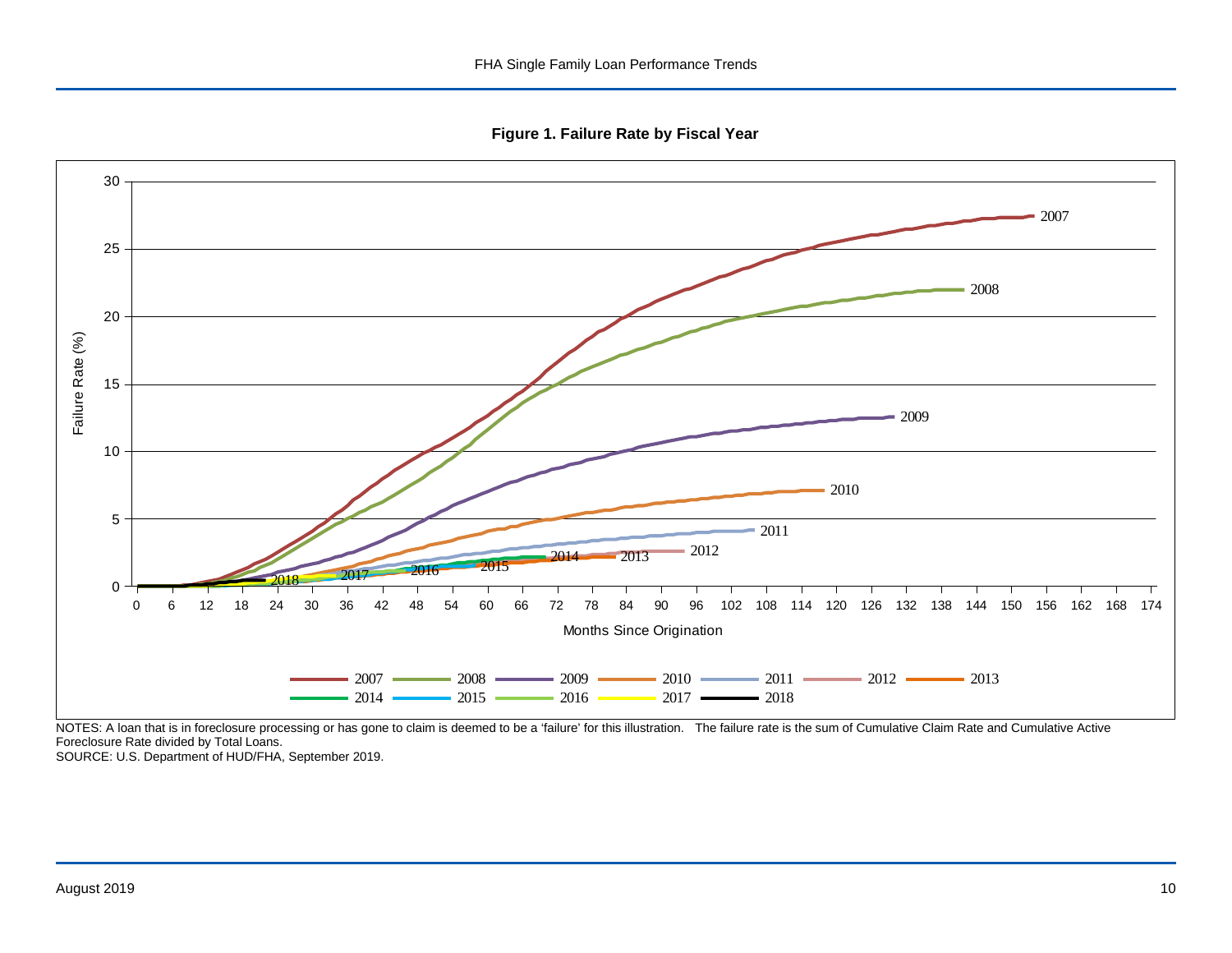**Figure 1. Failure Rate by Fiscal Year**

Failure Rate (%)

30
25
20
15
10
5
0

0 6 12 18 24 30 36 42 48 54 60 66 72 78 84 90 96 102 108 114 120 126 132 138 144 150 156 162 168 174

Months Since Origination

2007
2008
2009
2010
2011
2012
2013
2014
2015
2016
2017
2018

NOTES: A loan that is in foreclosure processing or has gone to claim is deemed to be a 'failure' for this illustration. The failure rate is the sum of Cumulative Claim Rate and Cumulative Active Foreclosure Rate divided by Total Loans.

SOURCE: U.S. Department of HUD/FHA, September 2019.